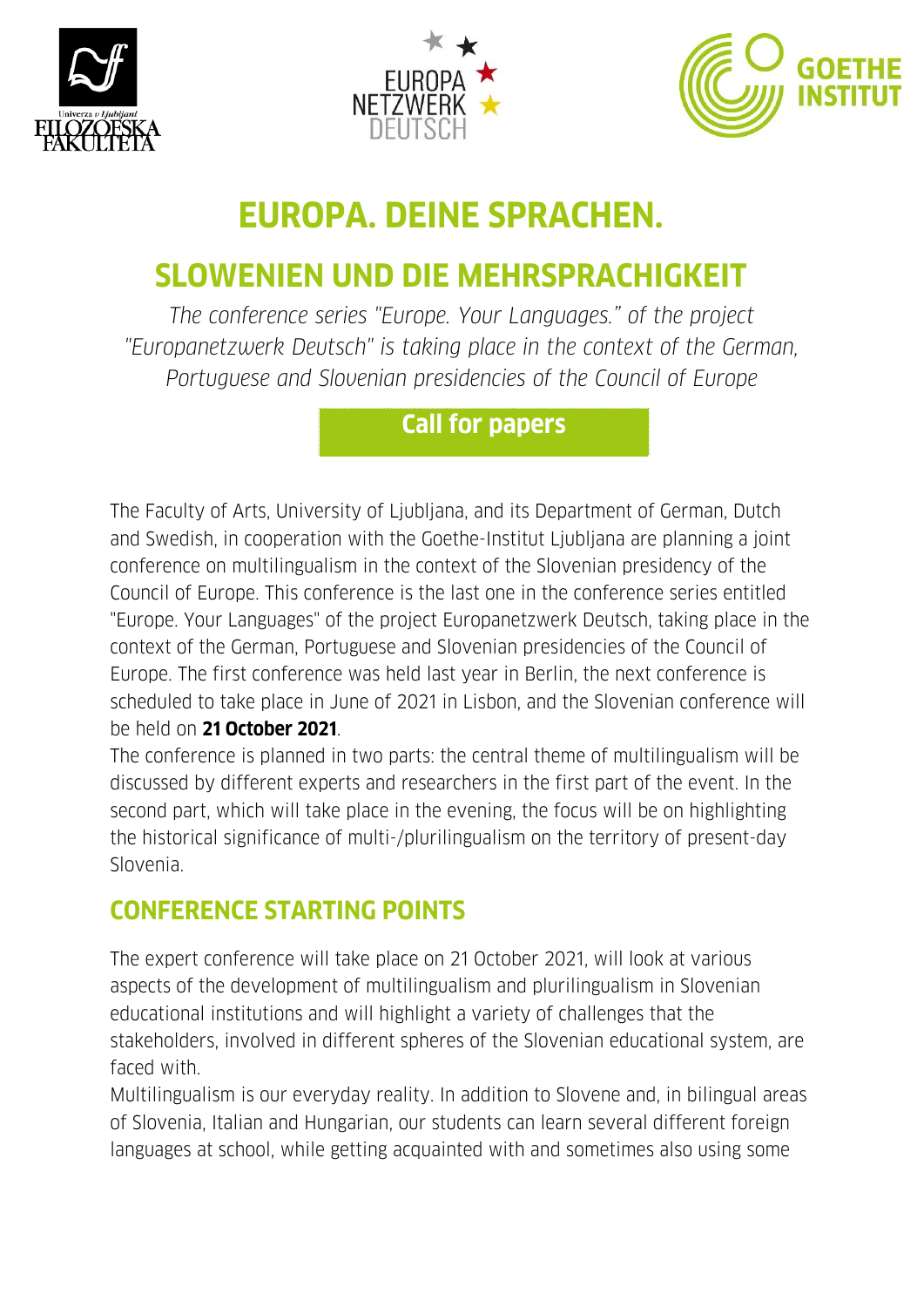# EUROPA. DEINE SPRACHEN.

## SLOWENIEN UND DIE MEHRSPRACHIGKEIT

*The conference series "Europe. Your Languages." of the project "Europanetzwerk Deutsch" is taking place in the context of the German, Portuguese and Slovenian presidencies of the Council of Europe*

**Call for papers**

The Faculty of Arts, University of Ljubljana, and its Department of German, Dutch and Swedish, in cooperation with the Goethe-Institut Ljubljana are planning a joint conference on multilingualism in the context of the Slovenian presidency of the Council of Europe. This conference is the last one in the conference series entitled "Europe. Your Languages" of the project Europanetzwerk Deutsch, taking place in the context of the German, Portuguese and Slovenian presidencies of the Council of Europe. The first conference was held last year in Berlin, the next conference is scheduled to take place in June of 2021 in Lisbon, and the Slovenian conference will be held on **21 October 2021**.

The conference is planned in two parts: the central theme of multilingualism will be discussed by different experts and researchers in the first part of the event. In the second part, which will take place in the evening, the focus will be on highlighting the historical significance of multi-/plurilingualism on the territory of present-day Slovenia.

## CONFERENCE STARTING POINTS

The expert conference will take place on 21 October 2021, will look at various aspects of the development of multilingualism and plurilingualism in Slovenian educational institutions and will highlight a variety of challenges that the stakeholders, involved in different spheres of the Slovenian educational system, are faced with.

Multilingualism is our everyday reality. In addition to Slovene and, in bilingual areas of Slovenia, Italian and Hungarian, our students can learn several different foreign languages at school, while getting acquainted with and sometimes also using some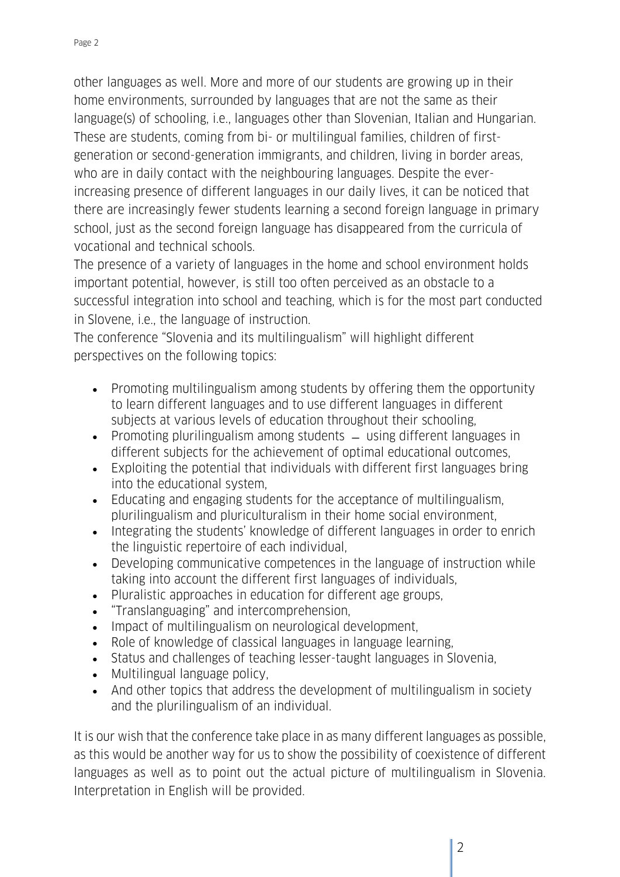other languages as well. More and more of our students are growing up in their home environments, surrounded by languages that are not the same as their language(s) of schooling, i.e., languages other than Slovenian, Italian and Hungarian. These are students, coming from bi- or multilingual families, children of first-generation or second-generation immigrants, and children, living in border areas, who are in daily contact with the neighbouring languages. Despite the ever-increasing presence of different languages in our daily lives, it can be noticed that there are increasingly fewer students learning a second foreign language in primary school, just as the second foreign language has disappeared from the curricula of vocational and technical schools.

The presence of a variety of languages in the home and school environment holds important potential, however, is still too often perceived as an obstacle to a successful integration into school and teaching, which is for the most part conducted in Slovene, i.e., the language of instruction.

The conference "Slovenia and its multilingualism" will highlight different perspectives on the following topics:

- Promoting multilingualism among students by offering them the opportunity to learn different languages and to use different languages in different subjects at various levels of education throughout their schooling,
- Promoting plurilingualism among students – using different languages in different subjects for the achievement of optimal educational outcomes,
- Exploiting the potential that individuals with different first languages bring into the educational system,
- Educating and engaging students for the acceptance of multilingualism, plurilingualism and pluriculturalism in their home social environment,
- Integrating the students' knowledge of different languages in order to enrich the linguistic repertoire of each individual,
- Developing communicative competences in the language of instruction while taking into account the different first languages of individuals,
- Pluralistic approaches in education for different age groups,
- "Translanguaging" and intercomprehension,
- Impact of multilingualism on neurological development,
- Role of knowledge of classical languages in language learning,
- Status and challenges of teaching lesser-taught languages in Slovenia,
- Multilingual language policy,
- And other topics that address the development of multilingualism in society and the plurilingualism of an individual.

It is our wish that the conference take place in as many different languages as possible, as this would be another way for us to show the possibility of coexistence of different languages as well as to point out the actual picture of multilingualism in Slovenia. Interpretation in English will be provided.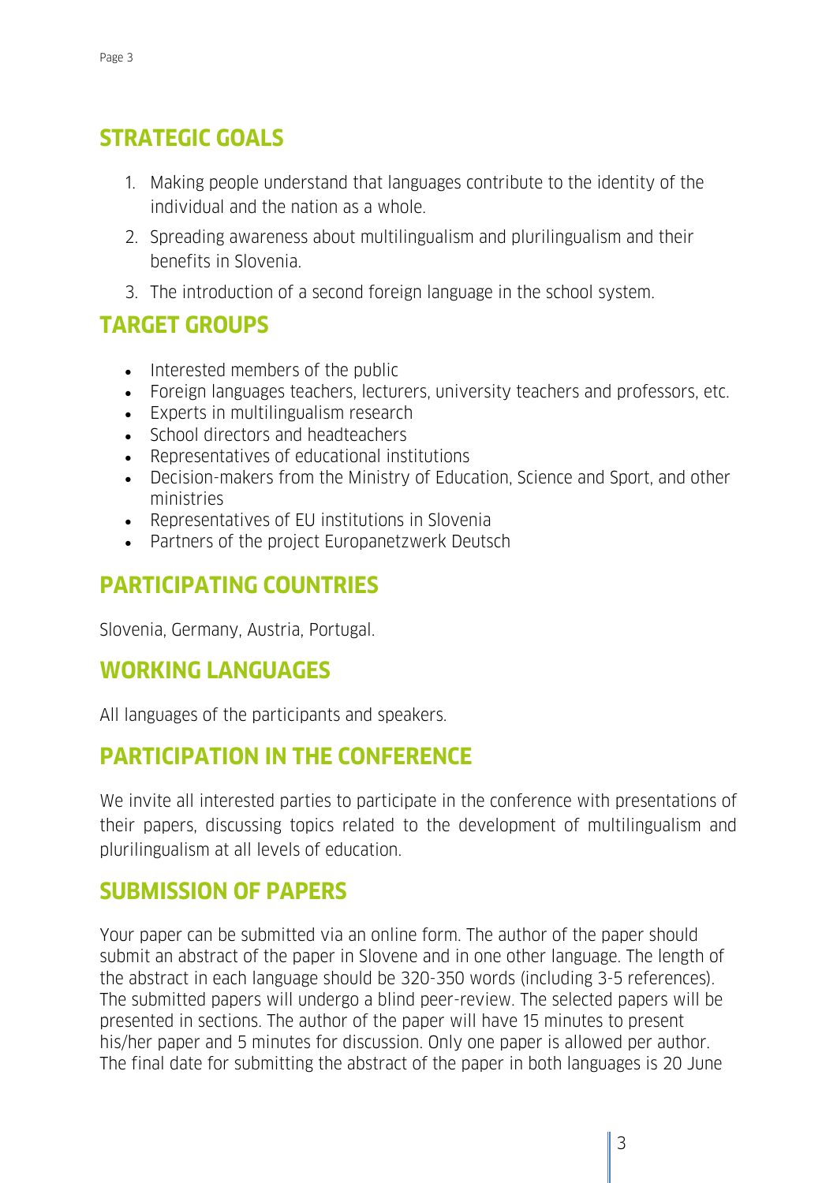## STRATEGIC GOALS

1. Making people understand that languages contribute to the identity of the individual and the nation as a whole.
2. Spreading awareness about multilingualism and plurilingualism and their benefits in Slovenia.
3. The introduction of a second foreign language in the school system.

## TARGET GROUPS

- Interested members of the public
- Foreign languages teachers, lecturers, university teachers and professors, etc.
- Experts in multilingualism research
- School directors and headteachers
- Representatives of educational institutions
- Decision-makers from the Ministry of Education, Science and Sport, and other ministries
- Representatives of EU institutions in Slovenia
- Partners of the project Europanetzwerk Deutsch

## PARTICIPATING COUNTRIES

Slovenia, Germany, Austria, Portugal.

## WORKING LANGUAGES

All languages of the participants and speakers.

## PARTICIPATION IN THE CONFERENCE

We invite all interested parties to participate in the conference with presentations of their papers, discussing topics related to the development of multilingualism and plurilingualism at all levels of education.

## SUBMISSION OF PAPERS

Your paper can be submitted via an online form. The author of the paper should submit an abstract of the paper in Slovene and in one other language. The length of the abstract in each language should be 320-350 words (including 3-5 references). The submitted papers will undergo a blind peer-review. The selected papers will be presented in sections. The author of the paper will have 15 minutes to present his/her paper and 5 minutes for discussion. Only one paper is allowed per author. The final date for submitting the abstract of the paper in both languages is 20 June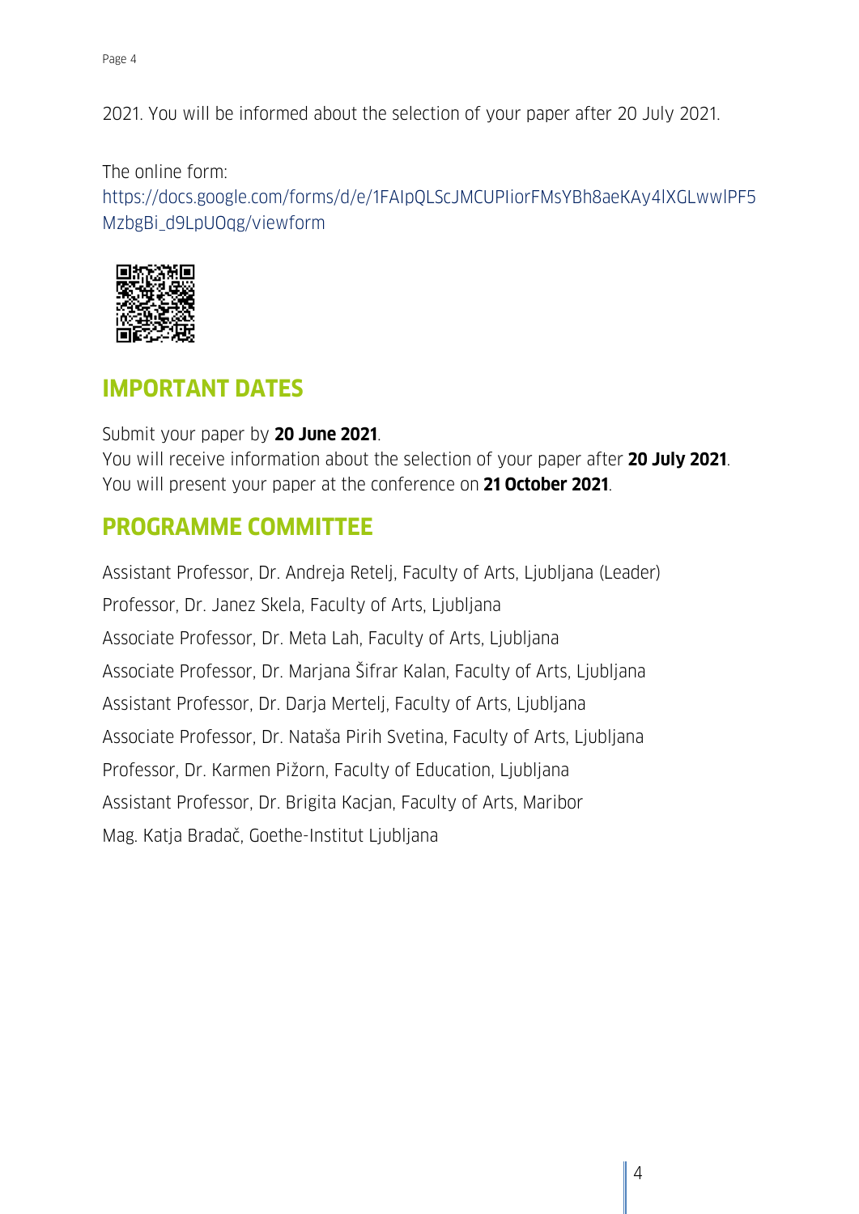2021. You will be informed about the selection of your paper after 20 July 2021.

The online form:
https://docs.google.com/forms/d/e/1FAIpQLScJMCUPIiorFMsYBh8aeKAy4lXGLwwlPF5MzbgBi_d9LpUOqg/viewform

## IMPORTANT DATES

Submit your paper by **20 June 2021**.
You will receive information about the selection of your paper after **20 July 2021**.
You will present your paper at the conference on **21 October 2021**.

## PROGRAMME COMMITTEE

Assistant Professor, Dr. Andreja Retelj, Faculty of Arts, Ljubljana (Leader)

Professor, Dr. Janez Skela, Faculty of Arts, Ljubljana

Associate Professor, Dr. Meta Lah, Faculty of Arts, Ljubljana

Associate Professor, Dr. Marjana Šifrar Kalan, Faculty of Arts, Ljubljana

Assistant Professor, Dr. Darja Mertelj, Faculty of Arts, Ljubljana

Associate Professor, Dr. Nataša Pirih Svetina, Faculty of Arts, Ljubljana

Professor, Dr. Karmen Pižorn, Faculty of Education, Ljubljana

Assistant Professor, Dr. Brigita Kacjan, Faculty of Arts, Maribor

Mag. Katja Bradač, Goethe-Institut Ljubljana